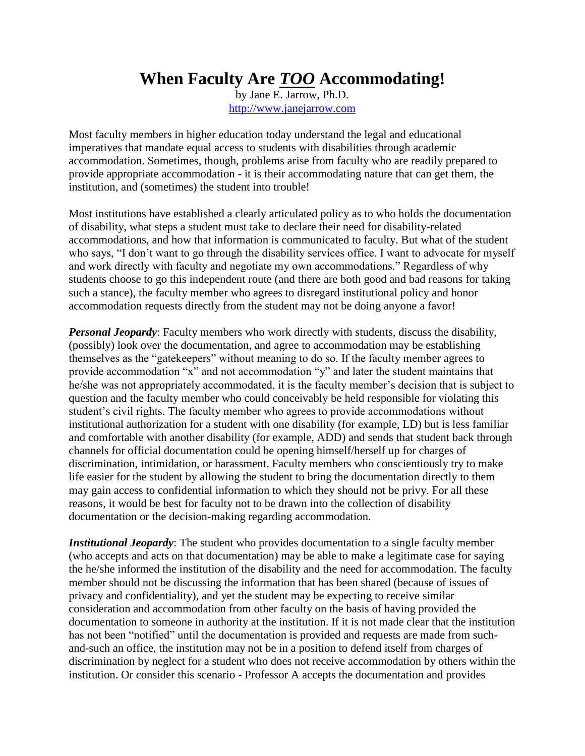# When Faculty Are ***TOO*** Accommodating!

by Jane E. Jarrow, Ph.D.
http://www.janejarrow.com

Most faculty members in higher education today understand the legal and educational imperatives that mandate equal access to students with disabilities through academic accommodation. Sometimes, though, problems arise from faculty who are readily prepared to provide appropriate accommodation - it is their accommodating nature that can get them, the institution, and (sometimes) the student into trouble!

Most institutions have established a clearly articulated policy as to who holds the documentation of disability, what steps a student must take to declare their need for disability-related accommodations, and how that information is communicated to faculty. But what of the student who says, "I don't want to go through the disability services office. I want to advocate for myself and work directly with faculty and negotiate my own accommodations." Regardless of why students choose to go this independent route (and there are both good and bad reasons for taking such a stance), the faculty member who agrees to disregard institutional policy and honor accommodation requests directly from the student may not be doing anyone a favor!

***Personal Jeopardy***: Faculty members who work directly with students, discuss the disability, (possibly) look over the documentation, and agree to accommodation may be establishing themselves as the "gatekeepers" without meaning to do so. If the faculty member agrees to provide accommodation "x" and not accommodation "y" and later the student maintains that he/she was not appropriately accommodated, it is the faculty member's decision that is subject to question and the faculty member who could conceivably be held responsible for violating this student's civil rights. The faculty member who agrees to provide accommodations without institutional authorization for a student with one disability (for example, LD) but is less familiar and comfortable with another disability (for example, ADD) and sends that student back through channels for official documentation could be opening himself/herself up for charges of discrimination, intimidation, or harassment. Faculty members who conscientiously try to make life easier for the student by allowing the student to bring the documentation directly to them may gain access to confidential information to which they should not be privy. For all these reasons, it would be best for faculty not to be drawn into the collection of disability documentation or the decision-making regarding accommodation.

***Institutional Jeopardy***: The student who provides documentation to a single faculty member (who accepts and acts on that documentation) may be able to make a legitimate case for saying the he/she informed the institution of the disability and the need for accommodation. The faculty member should not be discussing the information that has been shared (because of issues of privacy and confidentiality), and yet the student may be expecting to receive similar consideration and accommodation from other faculty on the basis of having provided the documentation to someone in authority at the institution. If it is not made clear that the institution has not been "notified" until the documentation is provided and requests are made from such-and-such an office, the institution may not be in a position to defend itself from charges of discrimination by neglect for a student who does not receive accommodation by others within the institution. Or consider this scenario - Professor A accepts the documentation and provides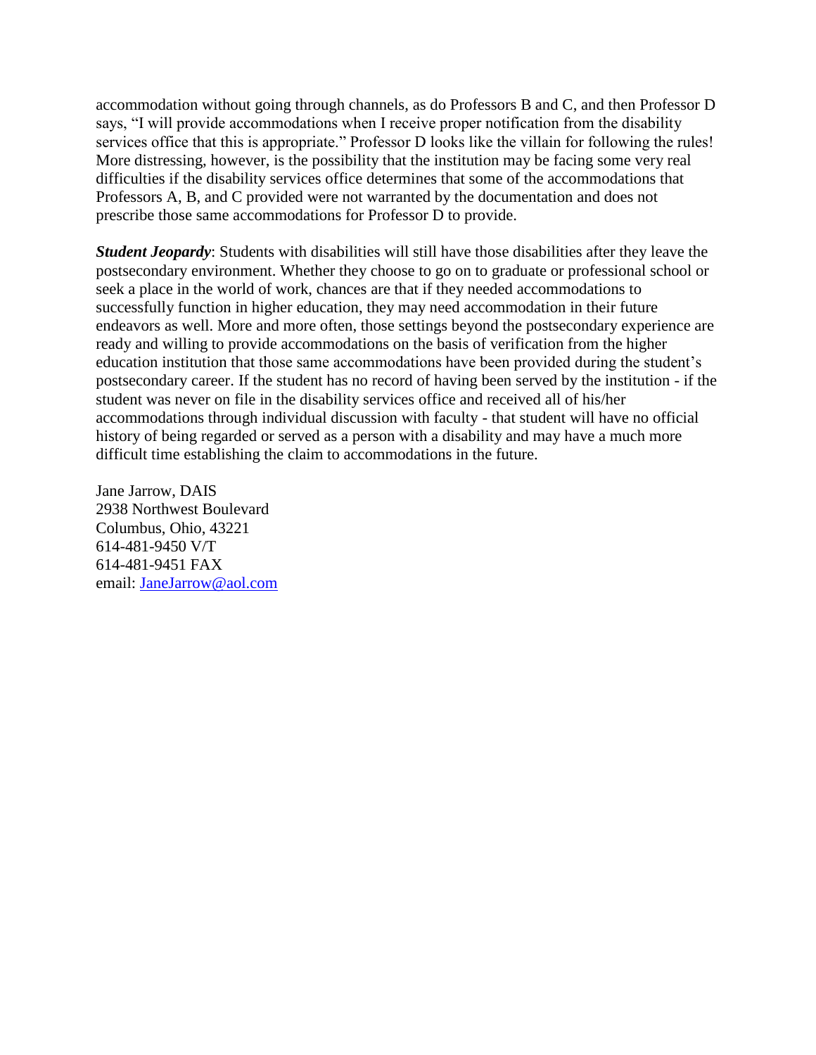accommodation without going through channels, as do Professors B and C, and then Professor D says, "I will provide accommodations when I receive proper notification from the disability services office that this is appropriate." Professor D looks like the villain for following the rules! More distressing, however, is the possibility that the institution may be facing some very real difficulties if the disability services office determines that some of the accommodations that Professors A, B, and C provided were not warranted by the documentation and does not prescribe those same accommodations for Professor D to provide.

***Student Jeopardy***: Students with disabilities will still have those disabilities after they leave the postsecondary environment. Whether they choose to go on to graduate or professional school or seek a place in the world of work, chances are that if they needed accommodations to successfully function in higher education, they may need accommodation in their future endeavors as well. More and more often, those settings beyond the postsecondary experience are ready and willing to provide accommodations on the basis of verification from the higher education institution that those same accommodations have been provided during the student's postsecondary career. If the student has no record of having been served by the institution - if the student was never on file in the disability services office and received all of his/her accommodations through individual discussion with faculty - that student will have no official history of being regarded or served as a person with a disability and may have a much more difficult time establishing the claim to accommodations in the future.

Jane Jarrow, DAIS
2938 Northwest Boulevard
Columbus, Ohio, 43221
614-481-9450 V/T
614-481-9451 FAX
email: JaneJarrow@aol.com